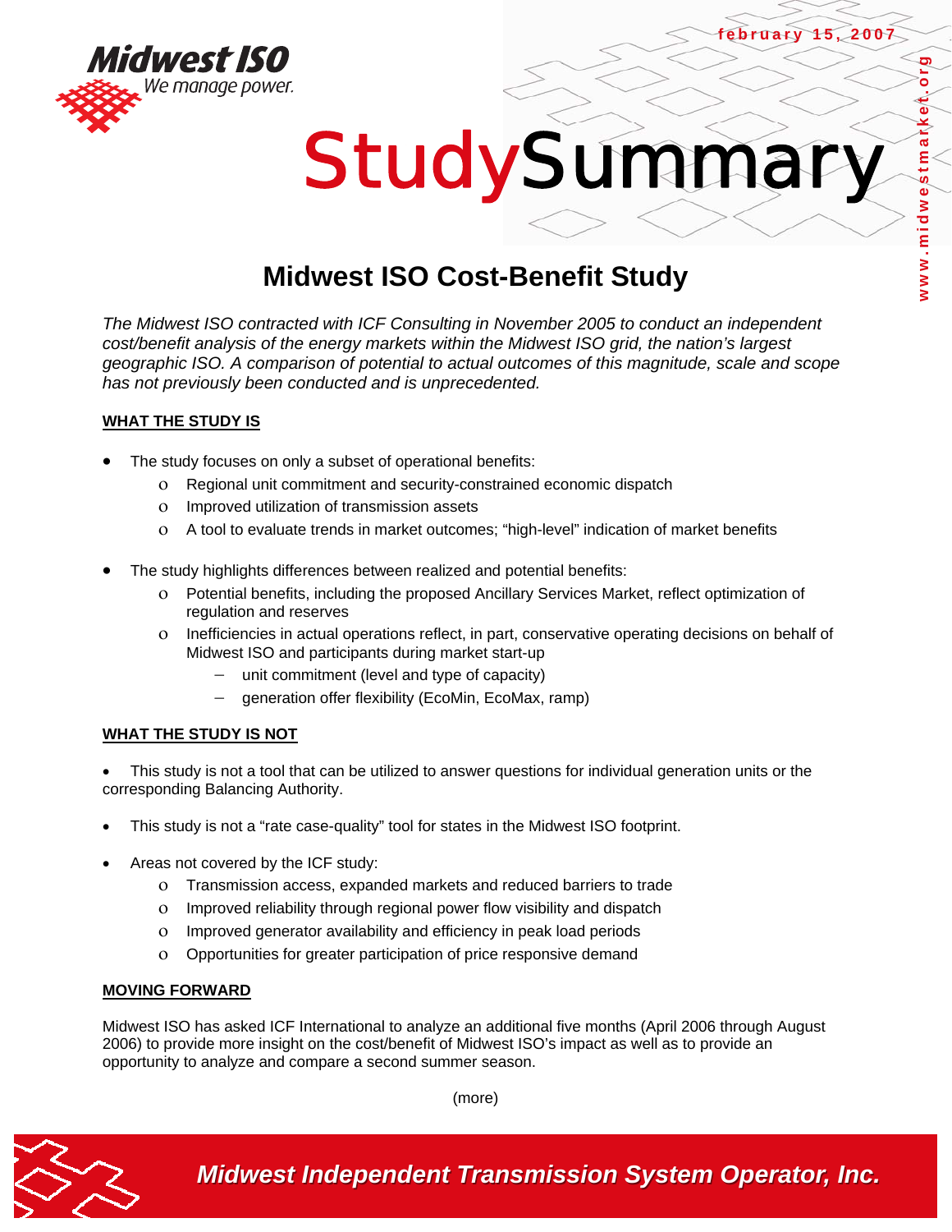# Midwest ISO Cost-Benefit Study

*The Midwest ISO contracted with ICF Consulting in November 2005 to conduct an independent cost/benefit analysis of the energy markets within the Midwest ISO grid, the nation's largest geographic ISO. A comparison of potential to actual outcomes of this magnitude, scale and scope has not previously been conducted and is unprecedented.*

## WHAT THE STUDY IS

- The study focuses on only a subset of operational benefits:
  - Regional unit commitment and security-constrained economic dispatch
  - Improved utilization of transmission assets
  - A tool to evaluate trends in market outcomes; "high-level" indication of market benefits
- The study highlights differences between realized and potential benefits:
  - Potential benefits, including the proposed Ancillary Services Market, reflect optimization of regulation and reserves
  - Inefficiencies in actual operations reflect, in part, conservative operating decisions on behalf of Midwest ISO and participants during market start-up
    - unit commitment (level and type of capacity)
    - generation offer flexibility (EcoMin, EcoMax, ramp)

## WHAT THE STUDY IS NOT

- This study is not a tool that can be utilized to answer questions for individual generation units or the corresponding Balancing Authority.
- This study is not a "rate case-quality" tool for states in the Midwest ISO footprint.
- Areas not covered by the ICF study:
  - Transmission access, expanded markets and reduced barriers to trade
  - Improved reliability through regional power flow visibility and dispatch
  - Improved generator availability and efficiency in peak load periods
  - Opportunities for greater participation of price responsive demand

## MOVING FORWARD

Midwest ISO has asked ICF International to analyze an additional five months (April 2006 through August 2006) to provide more insight on the cost/benefit of Midwest ISO's impact as well as to provide an opportunity to analyze and compare a second summer season.

(more)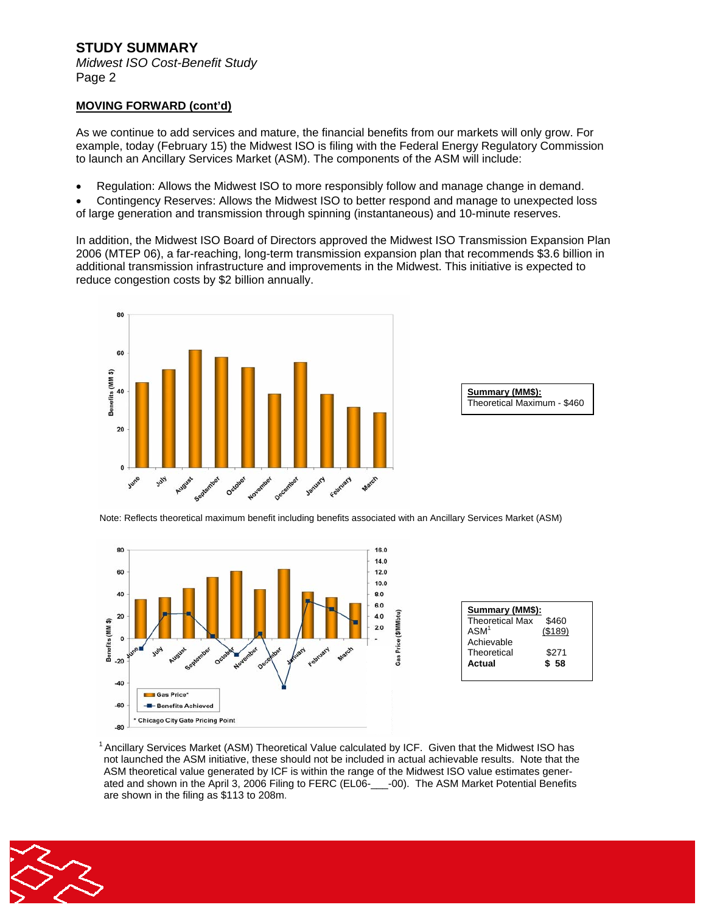**STUDY SUMMARY**

*Midwest ISO Cost-Benefit Study*

Page 2

**MOVING FORWARD (cont'd)**

As we continue to add services and mature, the financial benefits from our markets will only grow. For example, today (February 15) the Midwest ISO is filing with the Federal Energy Regulatory Commission to launch an Ancillary Services Market (ASM). The components of the ASM will include:

- Regulation: Allows the Midwest ISO to more responsibly follow and manage change in demand.
- Contingency Reserves: Allows the Midwest ISO to better respond and manage to unexpected loss of large generation and transmission through spinning (instantaneous) and 10-minute reserves.

In addition, the Midwest ISO Board of Directors approved the Midwest ISO Transmission Expansion Plan 2006 (MTEP 06), a far-reaching, long-term transmission expansion plan that recommends $3.6 billion in additional transmission infrastructure and improvements in the Midwest. This initiative is expected to reduce congestion costs by $2 billion annually.

Benefits (MM $)
80
60
40
20
0
June
July
August
September
October
November
December
January
February
March

**Summary (MM$):**
Theoretical Maximum - $460

Note: Reflects theoretical maximum benefit including benefits associated with an Ancillary Services Market (ASM)

Benefits (MM $)
80
60
40
20
0
-20
-40
-60
-80
Gas Price ($/MMbtu)
16.0
14.0
12.0
10.0
8.0
6.0
4.0
2.0
-
June
July
August
September
October
November
December
January
February
March
Gas Price*
Benefits Achieved
\* Chicago City Gate Pricing Point

| | |
|---|---|
| **Summary (MM$):** | |
| Theoretical Max | $460 |
| ASM[1] | ($189) |
| Achievable Theoretical | $271 |
| **Actual** | **$ 58** |

[1] Ancillary Services Market (ASM) Theoretical Value calculated by ICF. Given that the Midwest ISO has not launched the ASM initiative, these should not be included in actual achievable results. Note that the ASM theoretical value generated by ICF is within the range of the Midwest ISO value estimates generated and shown in the April 3, 2006 Filing to FERC (EL06-___-00). The ASM Market Potential Benefits are shown in the filing as $113 to 208m.